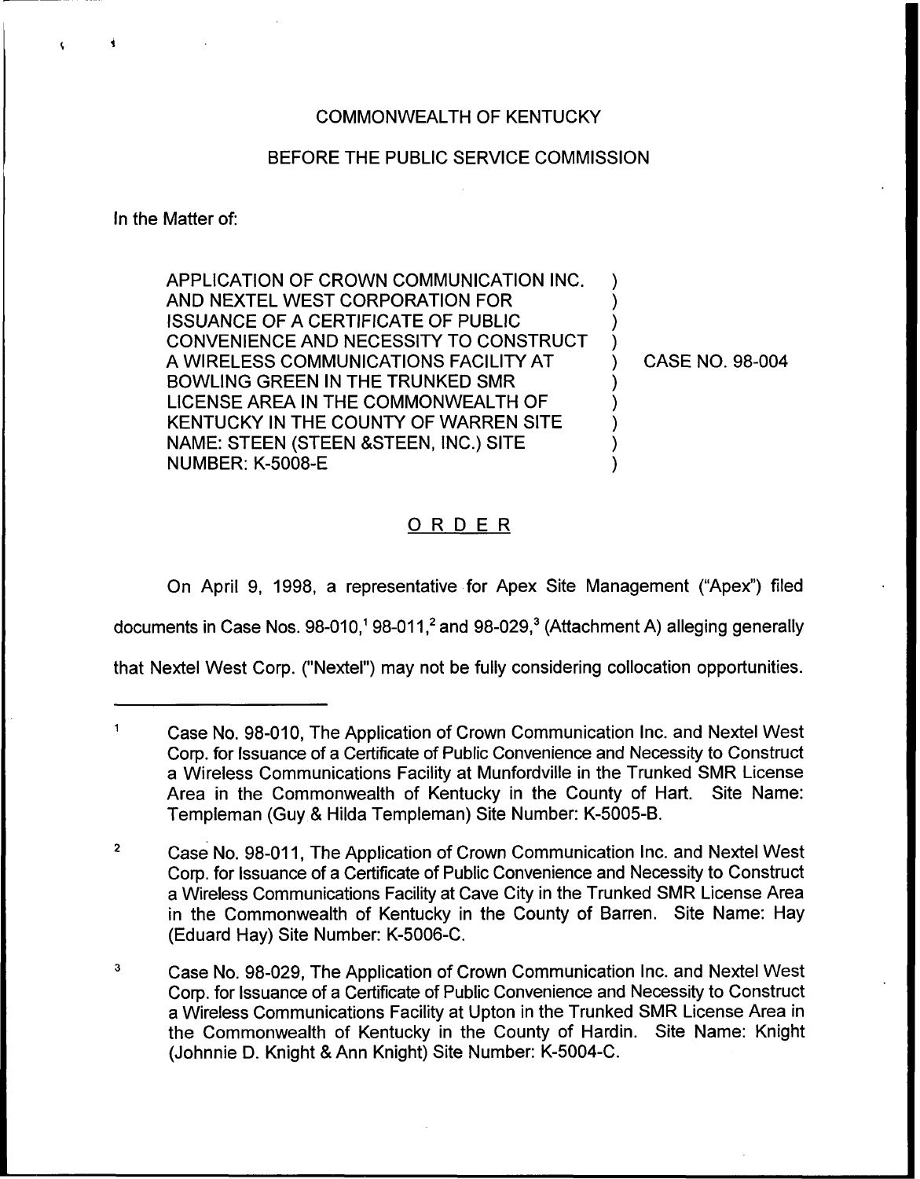COMMONWEALTH OF KENTUCKY

BEFORE THE PUBLIC SERVICE COMMISSION

In the Matter of:

| | |
|---|---|
| APPLICATION OF CROWN COMMUNICATION INC. AND NEXTEL WEST CORPORATION FOR ISSUANCE OF A CERTIFICATE OF PUBLIC CONVENIENCE AND NECESSITY TO CONSTRUCT A WIRELESS COMMUNICATIONS FACILITY AT BOWLING GREEN IN THE TRUNKED SMR LICENSE AREA IN THE COMMONWEALTH OF KENTUCKY IN THE COUNTY OF WARREN SITE NAME: STEEN (STEEN &STEEN, INC.) SITE NUMBER: K-5008-E | ) CASE NO. 98-004 |

## ORDER

On April 9, 1998, a representative for Apex Site Management ("Apex") filed documents in Case Nos. 98-010,[1] 98-011,[2] and 98-029,[3] (Attachment A) alleging generally that Nextel West Corp. ("Nextel") may not be fully considering collocation opportunities.

---

[1] Case No. 98-010, The Application of Crown Communication Inc. and Nextel West Corp. for Issuance of a Certificate of Public Convenience and Necessity to Construct a Wireless Communications Facility at Munfordville in the Trunked SMR License Area in the Commonwealth of Kentucky in the County of Hart. Site Name: Templeman (Guy & Hilda Templeman) Site Number: K-5005-B.

[2] Case No. 98-011, The Application of Crown Communication Inc. and Nextel West Corp. for Issuance of a Certificate of Public Convenience and Necessity to Construct a Wireless Communications Facility at Cave City in the Trunked SMR License Area in the Commonwealth of Kentucky in the County of Barren. Site Name: Hay (Eduard Hay) Site Number: K-5006-C.

[3] Case No. 98-029, The Application of Crown Communication Inc. and Nextel West Corp. for Issuance of a Certificate of Public Convenience and Necessity to Construct a Wireless Communications Facility at Upton in the Trunked SMR License Area in the Commonwealth of Kentucky in the County of Hardin. Site Name: Knight (Johnnie D. Knight & Ann Knight) Site Number: K-5004-C.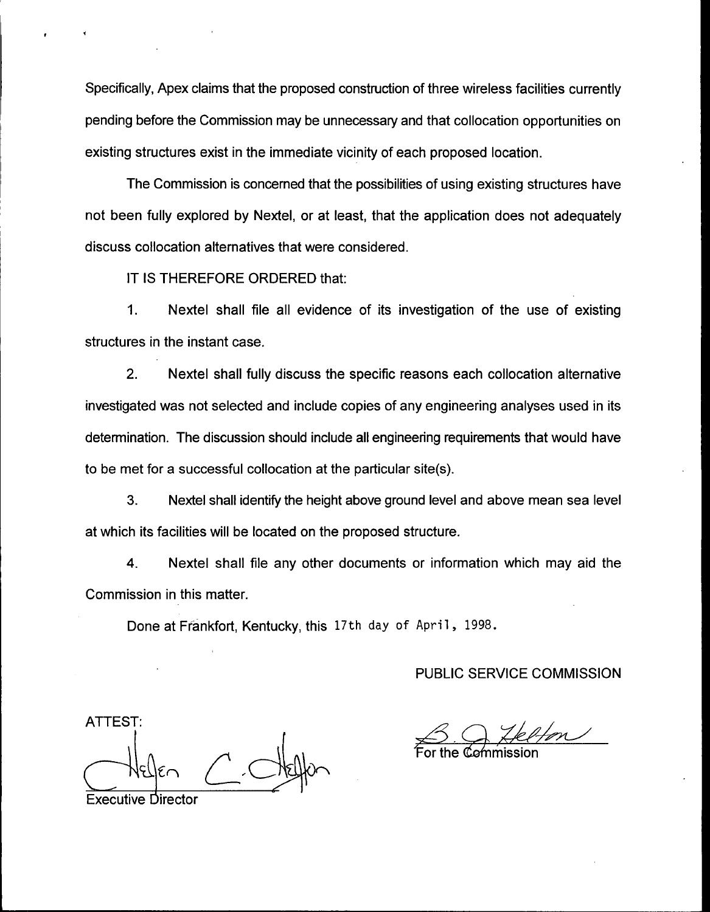Specifically, Apex claims that the proposed construction of three wireless facilities currently pending before the Commission may be unnecessary and that collocation opportunities on existing structures exist in the immediate vicinity of each proposed location.

The Commission is concerned that the possibilities of using existing structures have not been fully explored by Nextel, or at least, that the application does not adequately discuss collocation alternatives that were considered.

IT IS THEREFORE ORDERED that:

1. Nextel shall file all evidence of its investigation of the use of existing structures in the instant case.

2. Nextel shall fully discuss the specific reasons each collocation alternative investigated was not selected and include copies of any engineering analyses used in its determination. The discussion should include all engineering requirements that would have to be met for a successful collocation at the particular site(s).

3. Nextel shall identify the height above ground level and above mean sea level at which its facilities will be located on the proposed structure.

4. Nextel shall file any other documents or information which may aid the Commission in this matter.

Done at Frankfort, Kentucky, this 17th day of April, 1998.

PUBLIC SERVICE COMMISSION

For the Commission

ATTEST:

Executive Director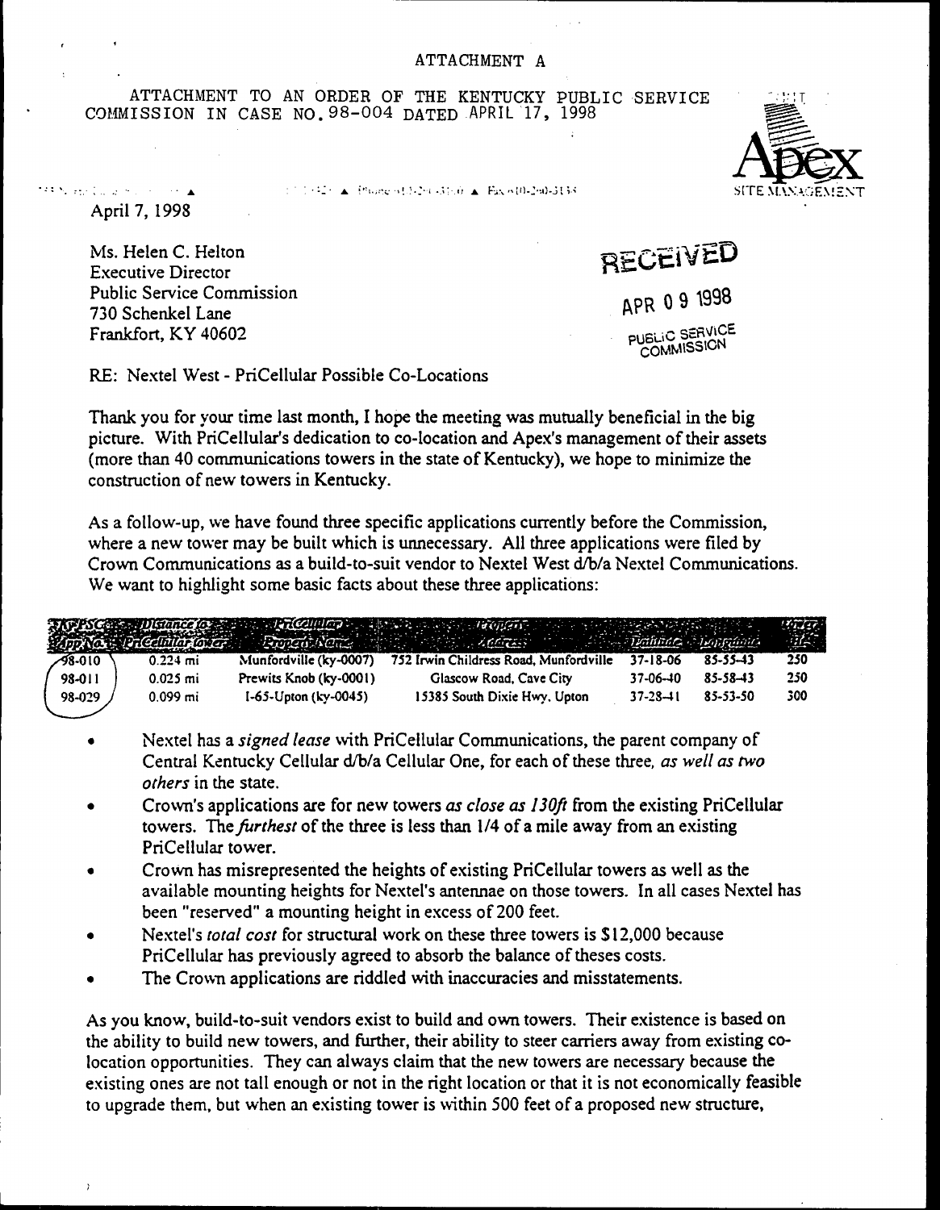ATTACHMENT A

ATTACHMENT TO AN ORDER OF THE KENTUCKY PUBLIC SERVICE COMMISSION IN CASE NO. 98-004 DATED APRIL 17, 1998

Apex SITE MANAGEMENT

April 7, 1998

Ms. Helen C. Helton
Executive Director
Public Service Commission
730 Schenkel Lane
Frankfort, KY 40602

RECEIVED
APR 09 1998
PUBLIC SERVICE COMMISSION

RE: Nextel West - PriCellular Possible Co-Locations

Thank you for your time last month, I hope the meeting was mutually beneficial in the big picture. With PriCellular's dedication to co-location and Apex's management of their assets (more than 40 communications towers in the state of Kentucky), we hope to minimize the construction of new towers in Kentucky.

As a follow-up, we have found three specific applications currently before the Commission, where a new tower may be built which is unnecessary. All three applications were filed by Crown Communications as a build-to-suit vendor to Nextel West d/b/a Nextel Communications. We want to highlight some basic facts about these three applications:

| KYPSC App No. | Distance to PriCellular tower | PriCellular Property Name | Property Address | Latitude | Longitude | Tower Ht. |
|---|---|---|---|---|---|---|
| 98-010 | 0.224 mi | Munfordville (ky-0007) | 752 Irwin Childress Road, Munfordville | 37-18-06 | 85-55-43 | 250 |
| 98-011 | 0.025 mi | Prewits Knob (ky-0001) | Glascow Road, Cave City | 37-06-40 | 85-58-43 | 250 |
| 98-029 | 0.099 mi | I-65-Upton (ky-0045) | 15385 South Dixie Hwy, Upton | 37-28-41 | 85-53-50 | 300 |

- Nextel has a *signed lease* with PriCellular Communications, the parent company of Central Kentucky Cellular d/b/a Cellular One, for each of these three, *as well as two others* in the state.
- Crown's applications are for new towers *as close as 130ft* from the existing PriCellular towers. The *furthest* of the three is less than 1/4 of a mile away from an existing PriCellular tower.
- Crown has misrepresented the heights of existing PriCellular towers as well as the available mounting heights for Nextel's antennae on those towers. In all cases Nextel has been "reserved" a mounting height in excess of 200 feet.
- Nextel's *total cost* for structural work on these three towers is $12,000 because PriCellular has previously agreed to absorb the balance of theses costs.
- The Crown applications are riddled with inaccuracies and misstatements.

As you know, build-to-suit vendors exist to build and own towers. Their existence is based on the ability to build new towers, and further, their ability to steer carriers away from existing co-location opportunities. They can always claim that the new towers are necessary because the existing ones are not tall enough or not in the right location or that it is not economically feasible to upgrade them, but when an existing tower is within 500 feet of a proposed new structure,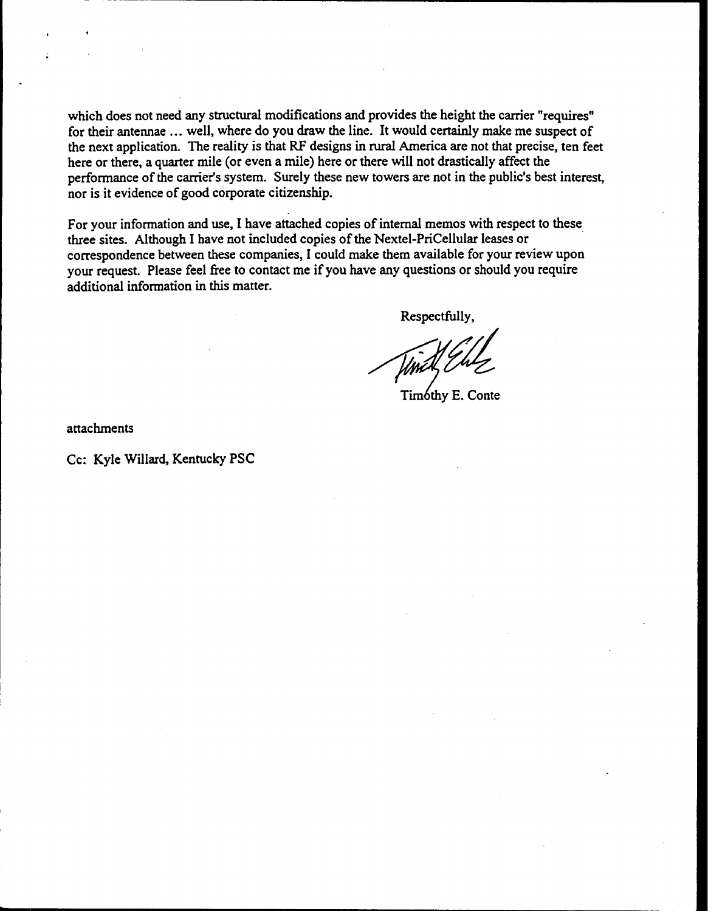which does not need any structural modifications and provides the height the carrier "requires" for their antennae ... well, where do you draw the line. It would certainly make me suspect of the next application. The reality is that RF designs in rural America are not that precise, ten feet here or there, a quarter mile (or even a mile) here or there will not drastically affect the performance of the carrier's system. Surely these new towers are not in the public's best interest, nor is it evidence of good corporate citizenship.

For your information and use, I have attached copies of internal memos with respect to these three sites. Although I have not included copies of the Nextel-PriCellular leases or correspondence between these companies, I could make them available for your review upon your request. Please feel free to contact me if you have any questions or should you require additional information in this matter.

Respectfully,

Timothy E. Conte

attachments

Cc: Kyle Willard, Kentucky PSC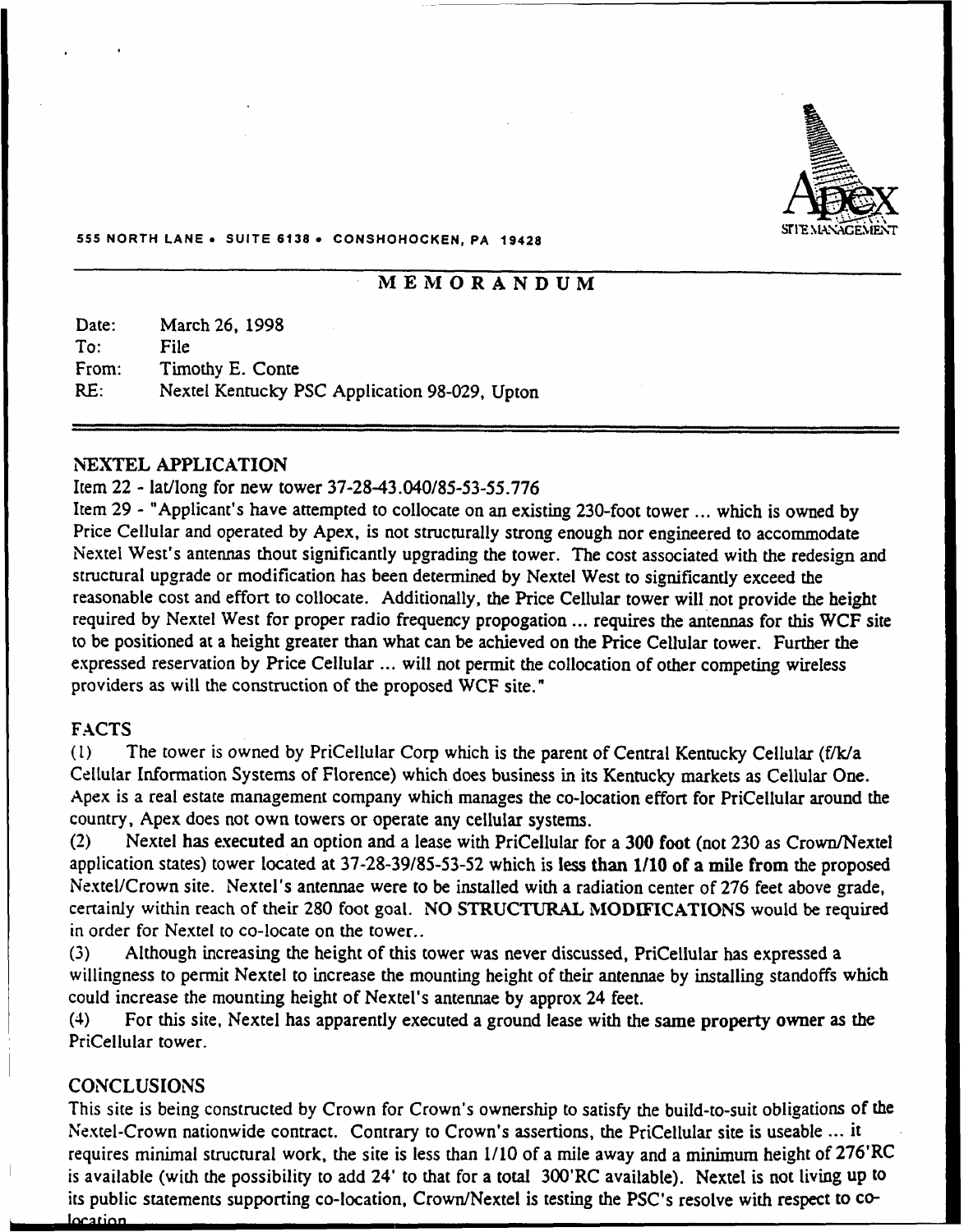555 NORTH LANE • SUITE 6138 • CONSHOHOCKEN, PA 19428

Apex SITE MANAGEMENT

# MEMORANDUM

Date: March 26, 1998
To: File
From: Timothy E. Conte
RE: Nextel Kentucky PSC Application 98-029, Upton

## NEXTEL APPLICATION

Item 22 - lat/long for new tower 37-28-43.040/85-53-55.776

Item 29 - "Applicant's have attempted to collocate on an existing 230-foot tower ... which is owned by Price Cellular and operated by Apex, is not structurally strong enough nor engineered to accommodate Nextel West's antennas thout significantly upgrading the tower. The cost associated with the redesign and structural upgrade or modification has been determined by Nextel West to significantly exceed the reasonable cost and effort to collocate. Additionally, the Price Cellular tower will not provide the height required by Nextel West for proper radio frequency propogation ... requires the antennas for this WCF site to be positioned at a height greater than what can be achieved on the Price Cellular tower. Further the expressed reservation by Price Cellular ... will not permit the collocation of other competing wireless providers as will the construction of the proposed WCF site."

## FACTS

(1) The tower is owned by PriCellular Corp which is the parent of Central Kentucky Cellular (f/k/a Cellular Information Systems of Florence) which does business in its Kentucky markets as Cellular One. Apex is a real estate management company which manages the co-location effort for PriCellular around the country, Apex does not own towers or operate any cellular systems.

(2) Nextel **has executed** an option and a lease with PriCellular for a **300 foot** (not 230 as Crown/Nextel application states) tower located at 37-28-39/85-53-52 which is **less than 1/10 of a mile from** the proposed Nextel/Crown site. Nextel's antennae were to be installed with a radiation center of 276 feet above grade, certainly within reach of their 280 foot goal. **NO STRUCTURAL MODIFICATIONS** would be required in order for Nextel to co-locate on the tower..

(3) Although increasing the height of this tower was never discussed, PriCellular has expressed a willingness to permit Nextel to increase the mounting height of their antennae by installing standoffs which could increase the mounting height of Nextel's antennae by approx 24 feet.

(4) For this site, Nextel has apparently executed a ground lease with the **same property owner** as the PriCellular tower.

## CONCLUSIONS

This site is being constructed by Crown for Crown's ownership to satisfy the build-to-suit obligations of the Nextel-Crown nationwide contract. Contrary to Crown's assertions, the PriCellular site is useable ... it requires minimal structural work, the site is less than 1/10 of a mile away and a minimum height of 276'RC is available (with the possibility to add 24' to that for a total 300'RC available). Nextel is not living up to its public statements supporting co-location, Crown/Nextel is testing the PSC's resolve with respect to co-location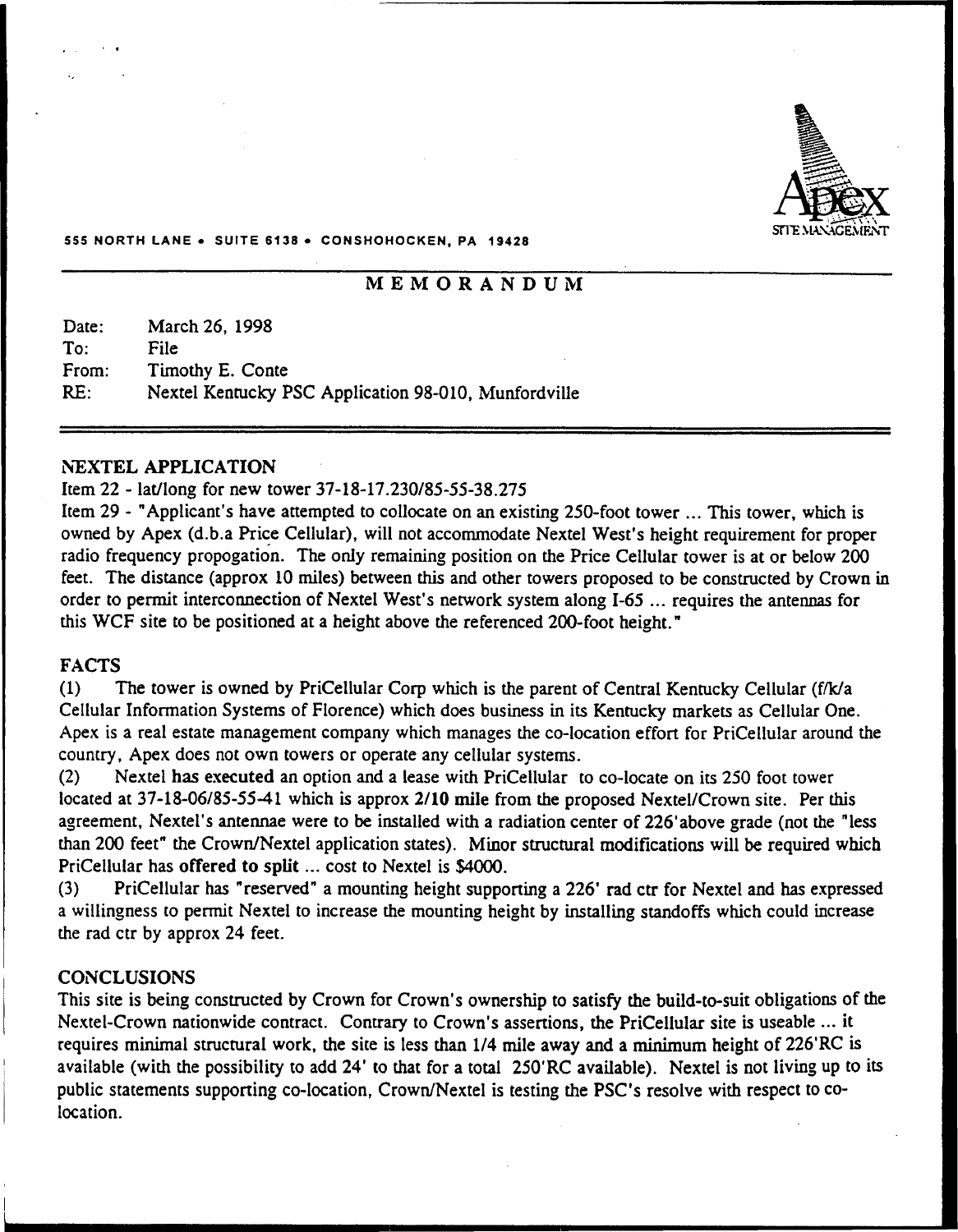Apex SITE MANAGEMENT

555 NORTH LANE • SUITE 6138 • CONSHOHOCKEN, PA 19428

# MEMORANDUM

Date: March 26, 1998
To: File
From: Timothy E. Conte
RE: Nextel Kentucky PSC Application 98-010, Munfordville

## NEXTEL APPLICATION

Item 22 - lat/long for new tower 37-18-17.230/85-55-38.275

Item 29 - "Applicant's have attempted to collocate on an existing 250-foot tower ... This tower, which is owned by Apex (d.b.a Price Cellular), will not accommodate Nextel West's height requirement for proper radio frequency propogation. The only remaining position on the Price Cellular tower is at or below 200 feet. The distance (approx 10 miles) between this and other towers proposed to be constructed by Crown in order to permit interconnection of Nextel West's network system along I-65 ... requires the antennas for this WCF site to be positioned at a height above the referenced 200-foot height."

## FACTS

(1) The tower is owned by PriCellular Corp which is the parent of Central Kentucky Cellular (f/k/a Cellular Information Systems of Florence) which does business in its Kentucky markets as Cellular One. Apex is a real estate management company which manages the co-location effort for PriCellular around the country, Apex does not own towers or operate any cellular systems.

(2) Nextel **has executed** an option and a lease with PriCellular to co-locate on its 250 foot tower located at 37-18-06/85-55-41 which is approx **2/10 mile** from the proposed Nextel/Crown site. Per this agreement, Nextel's antennae were to be installed with a radiation center of 226'above grade (not the "less than 200 feet" the Crown/Nextel application states). Minor structural modifications will be required which PriCellular has **offered to split** ... cost to Nextel is $4000.

(3) PriCellular has "reserved" a mounting height supporting a 226' rad ctr for Nextel and has expressed a willingness to permit Nextel to increase the mounting height by installing standoffs which could increase the rad ctr by approx 24 feet.

## CONCLUSIONS

This site is being constructed by Crown for Crown's ownership to satisfy the build-to-suit obligations of the Nextel-Crown nationwide contract. Contrary to Crown's assertions, the PriCellular site is useable ... it requires minimal structural work, the site is less than 1/4 mile away and a minimum height of 226'RC is available (with the possibility to add 24' to that for a total 250'RC available). Nextel is not living up to its public statements supporting co-location, Crown/Nextel is testing the PSC's resolve with respect to co-location.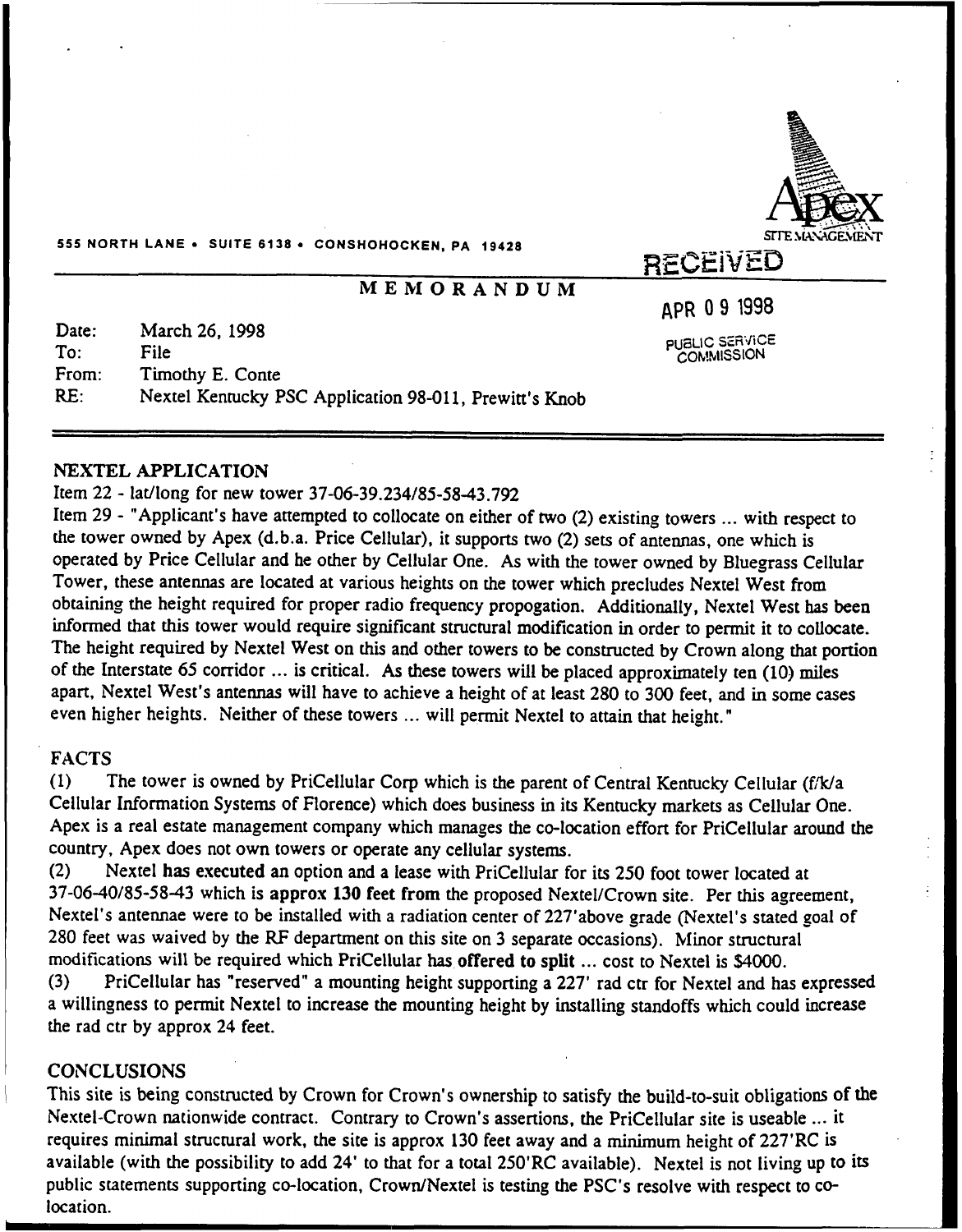555 NORTH LANE • SUITE 6138 • CONSHOHOCKEN, PA 19428

Apex SITE MANAGEMENT

RECEIVED

APR 09 1998

PUBLIC SERVICE COMMISSION

## MEMORANDUM

Date: March 26, 1998
To: File
From: Timothy E. Conte
RE: Nextel Kentucky PSC Application 98-011, Prewitt's Knob

## NEXTEL APPLICATION

Item 22 - lat/long for new tower 37-06-39.234/85-58-43.792

Item 29 - "Applicant's have attempted to collocate on either of two (2) existing towers ... with respect to the tower owned by Apex (d.b.a. Price Cellular), it supports two (2) sets of antennas, one which is operated by Price Cellular and he other by Cellular One. As with the tower owned by Bluegrass Cellular Tower, these antennas are located at various heights on the tower which precludes Nextel West from obtaining the height required for proper radio frequency propogation. Additionally, Nextel West has been informed that this tower would require significant structural modification in order to permit it to collocate. The height required by Nextel West on this and other towers to be constructed by Crown along that portion of the Interstate 65 corridor ... is critical. As these towers will be placed approximately ten (10) miles apart, Nextel West's antennas will have to achieve a height of at least 280 to 300 feet, and in some cases even higher heights. Neither of these towers ... will permit Nextel to attain that height."

## FACTS

(1) The tower is owned by PriCellular Corp which is the parent of Central Kentucky Cellular (f/k/a Cellular Information Systems of Florence) which does business in its Kentucky markets as Cellular One. Apex is a real estate management company which manages the co-location effort for PriCellular around the country, Apex does not own towers or operate any cellular systems.

(2) Nextel **has executed** an option and a lease with PriCellular for its 250 foot tower located at 37-06-40/85-58-43 which is **approx 130 feet from** the proposed Nextel/Crown site. Per this agreement, Nextel's antennae were to be installed with a radiation center of 227'above grade (Nextel's stated goal of 280 feet was waived by the RF department on this site on 3 separate occasions). Minor structural modifications will be required which PriCellular has **offered to split** ... cost to Nextel is $4000.

(3) PriCellular has "reserved" a mounting height supporting a 227' rad ctr for Nextel and has expressed a willingness to permit Nextel to increase the mounting height by installing standoffs which could increase the rad ctr by approx 24 feet.

## CONCLUSIONS

This site is being constructed by Crown for Crown's ownership to satisfy the build-to-suit obligations of the Nextel-Crown nationwide contract. Contrary to Crown's assertions, the PriCellular site is useable ... it requires minimal structural work, the site is approx 130 feet away and a minimum height of 227'RC is available (with the possibility to add 24' to that for a total 250'RC available). Nextel is not living up to its public statements supporting co-location, Crown/Nextel is testing the PSC's resolve with respect to co-location.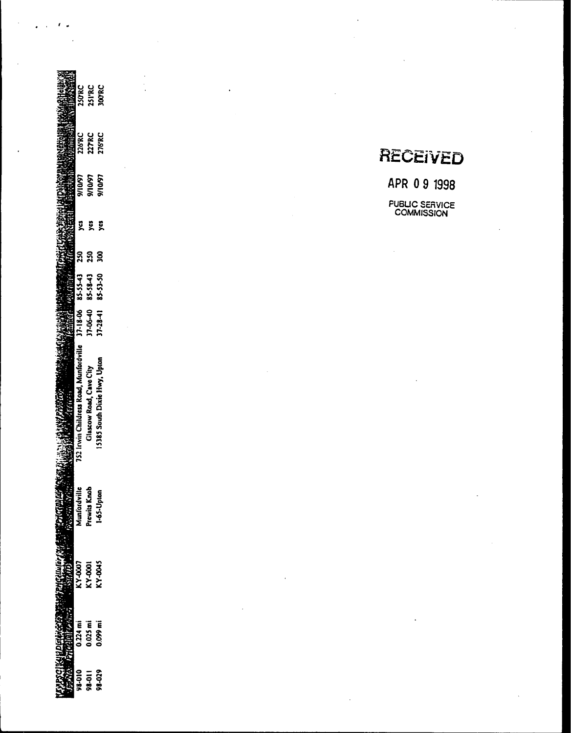| | | | | | | | | | | | |
|---|---|---|---|---|---|---|---|---|---|---|---|
| 98-010 | 0.224 mi | KY-0007 | Munfordville | 752 Irvin Childress Road, Munfordville | 37-18-06 | 85-55-43 | 250 | yes | 9/10/97 | 226'RC | 250'RC |
| 98-011 | 0.025 mi | KY-0001 | Prewitts Knob | Glascow Road, Cave City | 37-06-40 | 85-58-43 | 250 | yes | 9/10/97 | 227'RC | 251'RC |
| 98-029 | 0.099 mi | KY-0045 | I-65-Upton | 15385 South Dixie Hwy, Upton | 37-28-41 | 85-53-50 | 300 | yes | 9/10/97 | 276'RC | 300'RC |

RECEIVED

APR 0 9 1998

PUBLIC SERVICE COMMISSION